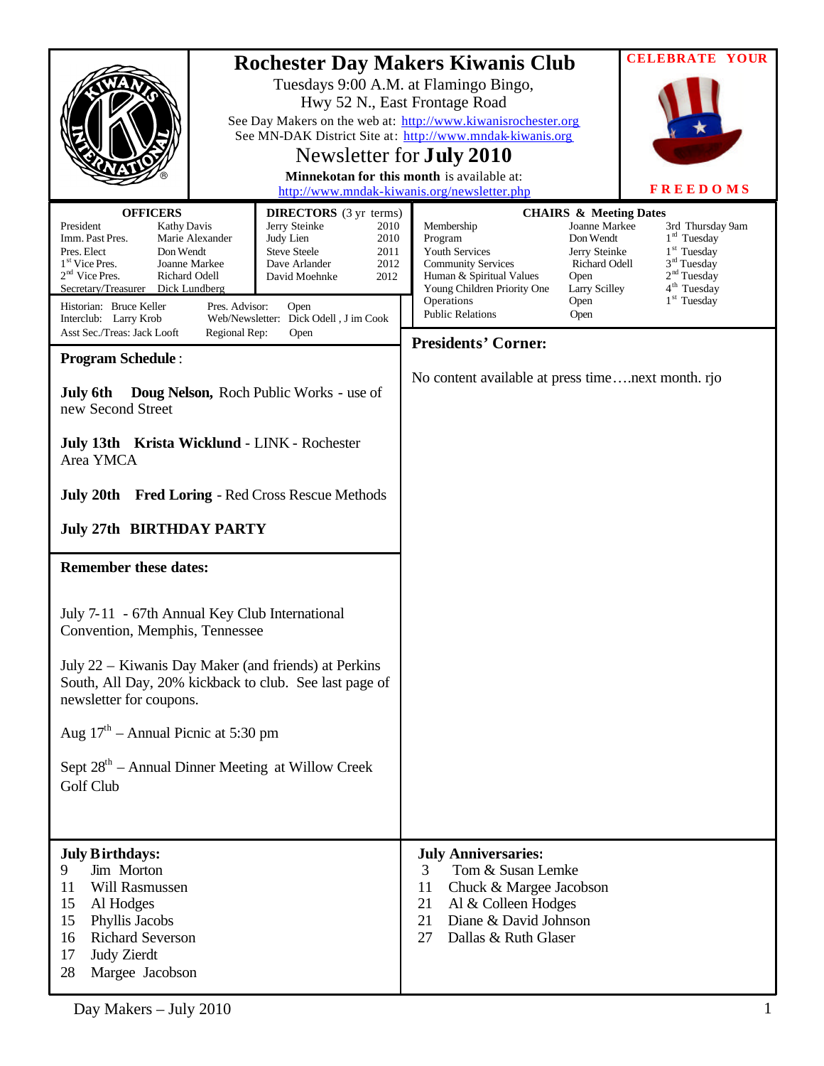# Rochester Day Makers Kiwanis Club

Tuesdays 9:00 A.M. at Flamingo Bingo,
Hwy 52 N., East Frontage Road

See Day Makers on the web at: http://www.kiwanisrochester.org
See MN-DAK District Site at: http://www.mndak-kiwanis.org

## Newsletter for July 2010

**Minnekotan for this month** is available at:
http://www.mndak-kiwanis.org/newsletter.php

**CELEBRATE YOUR FREEDOMS**

| **OFFICERS** | |
|---|---|
| President | Kathy Davis |
| Imm. Past Pres. | Marie Alexander |
| Pres. Elect | Don Wendt |
| 1st Vice Pres. | Joanne Markee |
| 2nd Vice Pres. | Richard Odell |
| Secretary/Treasurer | Dick Lundberg |

| **DIRECTORS** (3 yr terms) | |
|---|---|
| Jerry Steinke | 2010 |
| Judy Lien | 2010 |
| Steve Steele | 2011 |
| Dave Arlander | 2012 |
| David Moehnke | 2012 |

Historian: Bruce Keller
Interclub: Larry Krob
Asst Sec./Treas: Jack Looft
Pres. Advisor: Open
Web/Newsletter: Dick Odell , J im Cook
Regional Rep: Open

| **CHAIRS & Meeting Dates** | | |
|---|---|---|
| Membership | Joanne Markee | 3rd Thursday 9am |
| Program | Don Wendt | 1st Tuesday |
| Youth Services | Jerry Steinke | 1st Tuesday |
| Community Services | Richard Odell | 3rd Tuesday |
| Human & Spiritual Values | Open | 2nd Tuesday |
| Young Children Priority One | Larry Scilley | 4th Tuesday |
| Operations | Open | 1st Tuesday |
| Public Relations | Open | |

## Program Schedule:

**July 6th** **Doug Nelson,** Roch Public Works - use of new Second Street

**July 13th** **Krista Wicklund** - LINK - Rochester Area YMCA

**July 20th** **Fred Loring** - Red Cross Rescue Methods

**July 27th** **BIRTHDAY PARTY**

## Remember these dates:

July 7-11 - 67th Annual Key Club International Convention, Memphis, Tennessee

July 22 – Kiwanis Day Maker (and friends) at Perkins South, All Day, 20% kickback to club. See last page of newsletter for coupons.

Aug 17th – Annual Picnic at 5:30 pm

Sept 28th – Annual Dinner Meeting at Willow Creek Golf Club

## Presidents' Corner:

No content available at press time….next month. rjo

## July Birthdays:

9 Jim Morton
11 Will Rasmussen
15 Al Hodges
15 Phyllis Jacobs
16 Richard Severson
17 Judy Zierdt
28 Margee Jacobson

## July Anniversaries:

3 Tom & Susan Lemke
11 Chuck & Margee Jacobson
21 Al & Colleen Hodges
21 Diane & David Johnson
27 Dallas & Ruth Glaser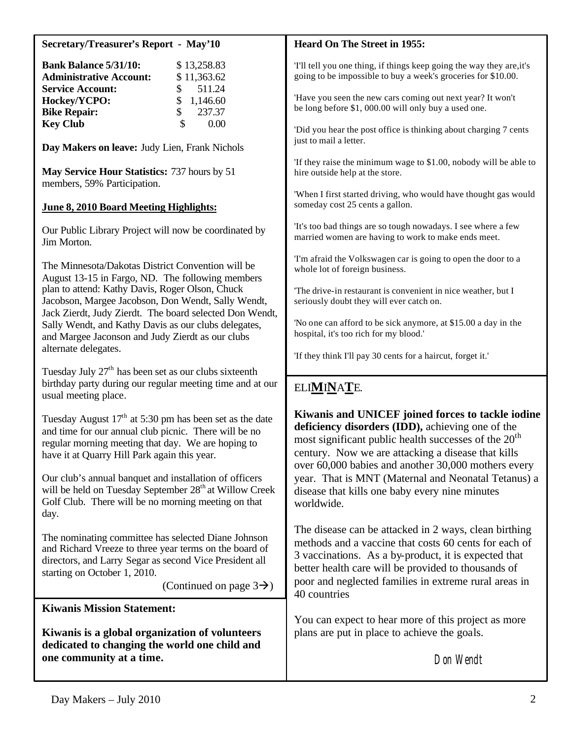## Secretary/Treasurer's Report - May'10

| | |
|---|---|
| **Bank Balance 5/31/10:** | $ 13,258.83 |
| **Administrative Account:** | $ 11,363.62 |
| **Service Account:** | $ 511.24 |
| **Hockey/YCPO:** | $ 1,146.60 |
| **Bike Repair:** | $ 237.37 |
| **Key Club** | $ 0.00 |

**Day Makers on leave:** Judy Lien, Frank Nichols

**May Service Hour Statistics:** 737 hours by 51 members, 59% Participation.

**June 8, 2010 Board Meeting Highlights:**

Our Public Library Project will now be coordinated by Jim Morton.

The Minnesota/Dakotas District Convention will be August 13-15 in Fargo, ND. The following members plan to attend: Kathy Davis, Roger Olson, Chuck Jacobson, Margee Jacobson, Don Wendt, Sally Wendt, Jack Zierdt, Judy Zierdt. The board selected Don Wendt, Sally Wendt, and Kathy Davis as our clubs delegates, and Margee Jaconson and Judy Zierdt as our clubs alternate delegates.

Tuesday July 27th has been set as our clubs sixteenth birthday party during our regular meeting time and at our usual meeting place.

Tuesday August 17th at 5:30 pm has been set as the date and time for our annual club picnic. There will be no regular morning meeting that day. We are hoping to have it at Quarry Hill Park again this year.

Our club's annual banquet and installation of officers will be held on Tuesday September 28th at Willow Creek Golf Club. There will be no morning meeting on that day.

The nominating committee has selected Diane Johnson and Richard Vreeze to three year terms on the board of directors, and Larry Segar as second Vice President all starting on October 1, 2010.

(Continued on page 3→)

## Kiwanis Mission Statement:

**Kiwanis is a global organization of volunteers dedicated to changing the world one child and one community at a time.**

## Heard On The Street in 1955:

'I'll tell you one thing, if things keep going the way they are,it's going to be impossible to buy a week's groceries for $10.00.

'Have you seen the new cars coming out next year? It won't be long before $1, 000.00 will only buy a used one.

'Did you hear the post office is thinking about charging 7 cents just to mail a letter.

'If they raise the minimum wage to $1.00, nobody will be able to hire outside help at the store.

'When I first started driving, who would have thought gas would someday cost 25 cents a gallon.

'It's too bad things are so tough nowadays. I see where a few married women are having to work to make ends meet.

'I'm afraid the Volkswagen car is going to open the door to a whole lot of foreign business.

'The drive-in restaurant is convenient in nice weather, but I seriously doubt they will ever catch on.

'No one can afford to be sick anymore, at $15.00 a day in the hospital, it's too rich for my blood.'

'If they think I'll pay 30 cents for a haircut, forget it.'

## ELI**M**I**N**A**T**E.

**Kiwanis and UNICEF joined forces to tackle iodine deficiency disorders (IDD),** achieving one of the most significant public health successes of the 20th century. Now we are attacking a disease that kills over 60,000 babies and another 30,000 mothers every year. That is MNT (Maternal and Neonatal Tetanus) a disease that kills one baby every nine minutes worldwide.

The disease can be attacked in 2 ways, clean birthing methods and a vaccine that costs 60 cents for each of 3 vaccinations. As a by-product, it is expected that better health care will be provided to thousands of poor and neglected families in extreme rural areas in 40 countries

You can expect to hear more of this project as more plans are put in place to achieve the goals.

Don Wendt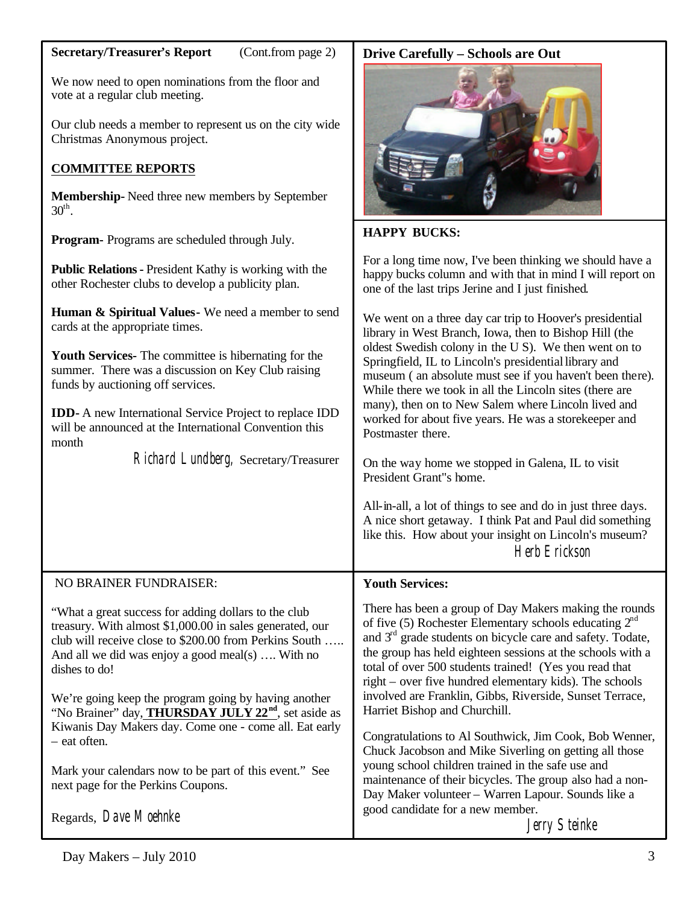**Secretary/Treasurer's Report** (Cont.from page 2)

We now need to open nominations from the floor and vote at a regular club meeting.

Our club needs a member to represent us on the city wide Christmas Anonymous project.

**COMMITTEE REPORTS**

**Membership**- Need three new members by September 30th.

**Program-** Programs are scheduled through July.

**Public Relations** - President Kathy is working with the other Rochester clubs to develop a publicity plan.

**Human & Spiritual Values**- We need a member to send cards at the appropriate times.

**Youth Services-** The committee is hibernating for the summer. There was a discussion on Key Club raising funds by auctioning off services.

**IDD**- A new International Service Project to replace IDD will be announced at the International Convention this month

Richard Lundberg, Secretary/Treasurer

**Drive Carefully – Schools are Out**

**HAPPY BUCKS:**

For a long time now, I've been thinking we should have a happy bucks column and with that in mind I will report on one of the last trips Jerine and I just finished.

We went on a three day car trip to Hoover's presidential library in West Branch, Iowa, then to Bishop Hill (the oldest Swedish colony in the U S). We then went on to Springfield, IL to Lincoln's presidential library and museum ( an absolute must see if you haven't been there). While there we took in all the Lincoln sites (there are many), then on to New Salem where Lincoln lived and worked for about five years. He was a storekeeper and Postmaster there.

On the way home we stopped in Galena, IL to visit President Grant"s home.

All-in-all, a lot of things to see and do in just three days. A nice short getaway. I think Pat and Paul did something like this. How about your insight on Lincoln's museum?

Herb Erickson

NO BRAINER FUNDRAISER:

"What a great success for adding dollars to the club treasury. With almost $1,000.00 in sales generated, our club will receive close to $200.00 from Perkins South ….. And all we did was enjoy a good meal(s) …. With no dishes to do!

We're going keep the program going by having another "No Brainer" day, **THURSDAY JULY 22nd**, set aside as Kiwanis Day Makers day. Come one - come all. Eat early – eat often.

Mark your calendars now to be part of this event." See next page for the Perkins Coupons.

Regards, Dave Moehnke

**Youth Services:**

There has been a group of Day Makers making the rounds of five (5) Rochester Elementary schools educating 2nd and 3rd grade students on bicycle care and safety. Todate, the group has held eighteen sessions at the schools with a total of over 500 students trained! (Yes you read that right – over five hundred elementary kids). The schools involved are Franklin, Gibbs, Riverside, Sunset Terrace, Harriet Bishop and Churchill.

Congratulations to Al Southwick, Jim Cook, Bob Wenner, Chuck Jacobson and Mike Siverling on getting all those young school children trained in the safe use and maintenance of their bicycles. The group also had a non-Day Maker volunteer – Warren Lapour. Sounds like a good candidate for a new member.

Jerry Steinke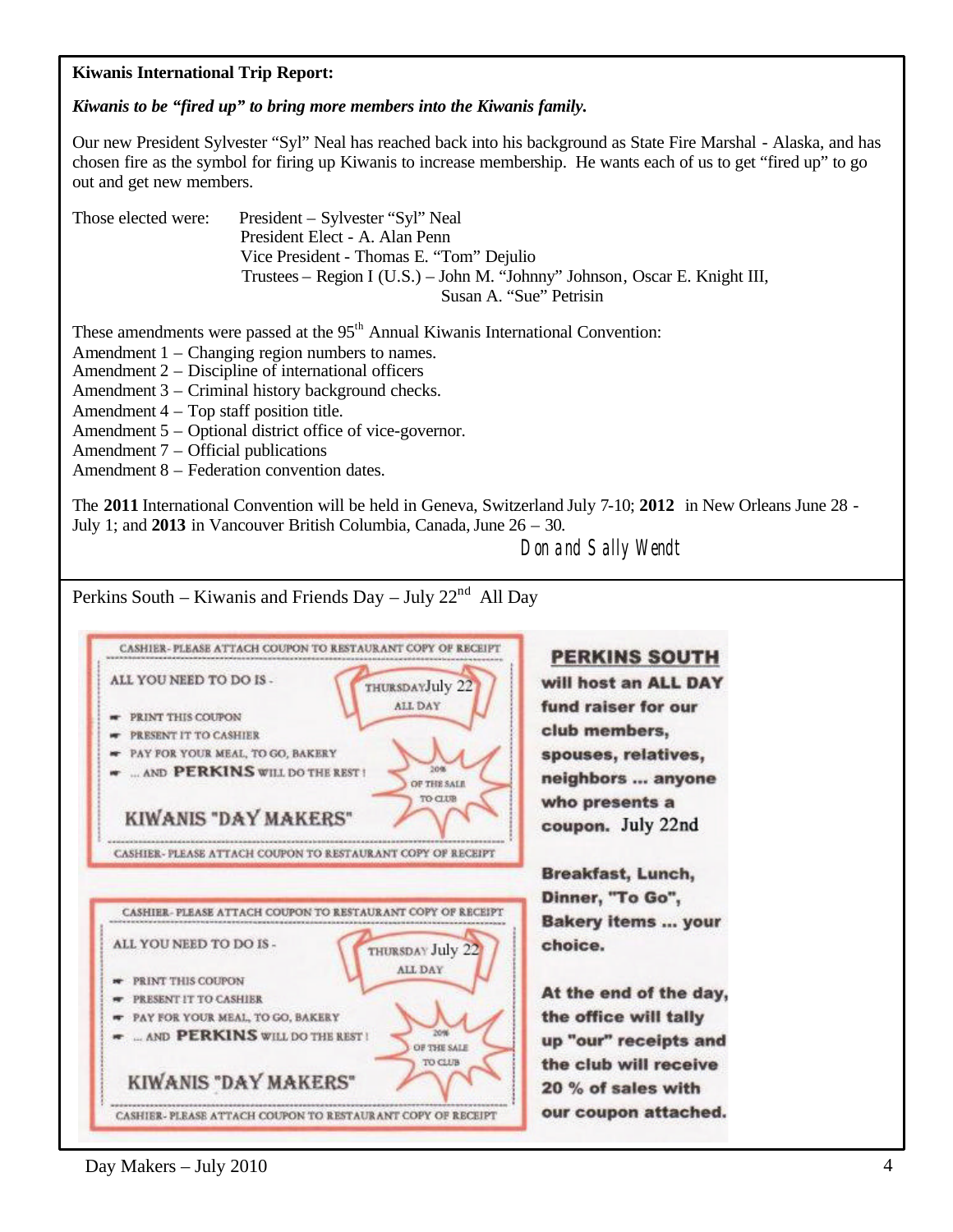**Kiwanis International Trip Report:**

***Kiwanis to be "fired up" to bring more members into the Kiwanis family.***

Our new President Sylvester "Syl" Neal has reached back into his background as State Fire Marshal - Alaska, and has chosen fire as the symbol for firing up Kiwanis to increase membership. He wants each of us to get "fired up" to go out and get new members.

Those elected were:
President – Sylvester "Syl" Neal
President Elect - A. Alan Penn
Vice President - Thomas E. "Tom" Dejulio
Trustees – Region I (U.S.) – John M. "Johnny" Johnson, Oscar E. Knight III, Susan A. "Sue" Petrisin

These amendments were passed at the 95th Annual Kiwanis International Convention:

Amendment 1 – Changing region numbers to names.
Amendment 2 – Discipline of international officers
Amendment 3 – Criminal history background checks.
Amendment 4 – Top staff position title.
Amendment 5 – Optional district office of vice-governor.
Amendment 7 – Official publications
Amendment 8 – Federation convention dates.

The **2011** International Convention will be held in Geneva, Switzerland July 7-10; **2012** in New Orleans June 28 - July 1; and **2013** in Vancouver British Columbia, Canada, June 26 – 30.

Don and Sally Wendt

---

Perkins South – Kiwanis and Friends Day – July 22nd All Day

CASHIER- PLEASE ATTACH COUPON TO RESTAURANT COPY OF RECEIPT

ALL YOU NEED TO DO IS -

- PRINT THIS COUPON
- PRESENT IT TO CASHIER
- PAY FOR YOUR MEAL, TO GO, BAKERY
- ... AND **PERKINS** WILL DO THE REST!

THURSDAY July 22
ALL DAY

20% OF THE SALE TO CLUB

KIWANIS "DAY MAKERS"

CASHIER- PLEASE ATTACH COUPON TO RESTAURANT COPY OF RECEIPT

CASHIER- PLEASE ATTACH COUPON TO RESTAURANT COPY OF RECEIPT

ALL YOU NEED TO DO IS -

- PRINT THIS COUPON
- PRESENT IT TO CASHIER
- PAY FOR YOUR MEAL, TO GO, BAKERY
- ... AND **PERKINS** WILL DO THE REST!

THURSDAY July 22
ALL DAY

20% OF THE SALE TO CLUB

KIWANIS "DAY MAKERS"

CASHIER- PLEASE ATTACH COUPON TO RESTAURANT COPY OF RECEIPT

**PERKINS SOUTH**

**will host an ALL DAY fund raiser for our club members, spouses, relatives, neighbors ... anyone who presents a coupon. July 22nd**

**Breakfast, Lunch, Dinner, "To Go", Bakery items ... your choice.**

**At the end of the day, the office will tally up "our" receipts and the club will receive 20 % of sales with our coupon attached.**